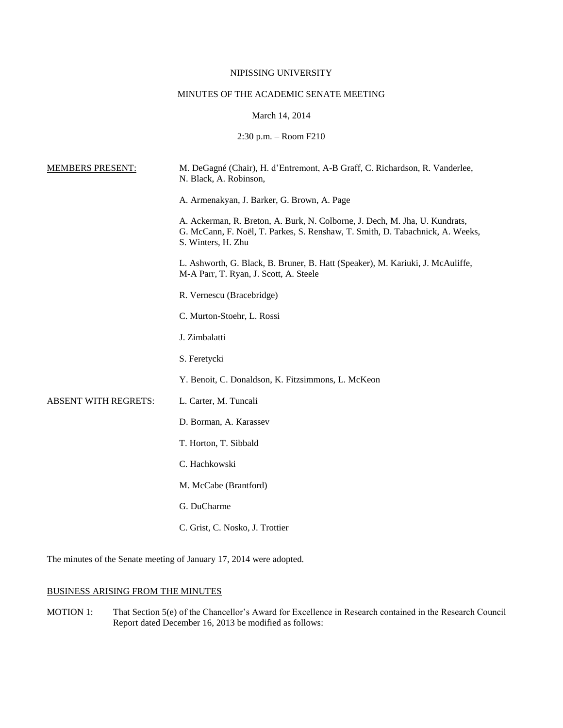NIPISSING UNIVERSITY

MINUTES OF THE ACADEMIC SENATE MEETING

March 14, 2014

2:30 p.m. – Room F210

MEMBERS PRESENT: M. DeGagné (Chair), H. d'Entremont, A-B Graff, C. Richardson, R. Vanderlee, N. Black, A. Robinson,

A. Armenakyan, J. Barker, G. Brown, A. Page

A. Ackerman, R. Breton, A. Burk, N. Colborne, J. Dech, M. Jha, U. Kundrats, G. McCann, F. Noël, T. Parkes, S. Renshaw, T. Smith, D. Tabachnick, A. Weeks, S. Winters, H. Zhu

L. Ashworth, G. Black, B. Bruner, B. Hatt (Speaker), M. Kariuki, J. McAuliffe, M-A Parr, T. Ryan, J. Scott, A. Steele

R. Vernescu (Bracebridge)

C. Murton-Stoehr, L. Rossi

J. Zimbalatti

S. Feretycki

Y. Benoit, C. Donaldson, K. Fitzsimmons, L. McKeon

ABSENT WITH REGRETS: L. Carter, M. Tuncali

D. Borman, A. Karassev

T. Horton, T. Sibbald

C. Hachkowski

M. McCabe (Brantford)

G. DuCharme

C. Grist, C. Nosko, J. Trottier

The minutes of the Senate meeting of January 17, 2014 were adopted.

## BUSINESS ARISING FROM THE MINUTES

MOTION 1: That Section 5(e) of the Chancellor's Award for Excellence in Research contained in the Research Council Report dated December 16, 2013 be modified as follows: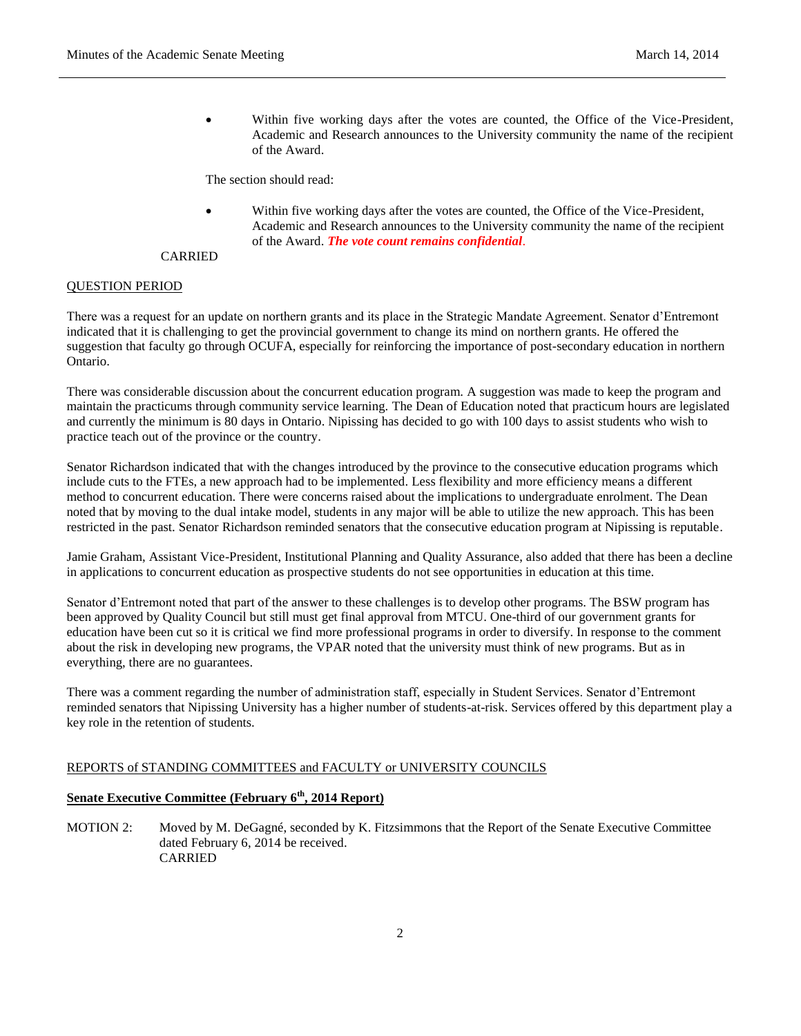- Within five working days after the votes are counted, the Office of the Vice-President, Academic and Research announces to the University community the name of the recipient of the Award.

The section should read:

- Within five working days after the votes are counted, the Office of the Vice-President, Academic and Research announces to the University community the name of the recipient of the Award. ***The vote count remains confidential***.

CARRIED

QUESTION PERIOD

There was a request for an update on northern grants and its place in the Strategic Mandate Agreement. Senator d'Entremont indicated that it is challenging to get the provincial government to change its mind on northern grants. He offered the suggestion that faculty go through OCUFA, especially for reinforcing the importance of post-secondary education in northern Ontario.

There was considerable discussion about the concurrent education program. A suggestion was made to keep the program and maintain the practicums through community service learning. The Dean of Education noted that practicum hours are legislated and currently the minimum is 80 days in Ontario. Nipissing has decided to go with 100 days to assist students who wish to practice teach out of the province or the country.

Senator Richardson indicated that with the changes introduced by the province to the consecutive education programs which include cuts to the FTEs, a new approach had to be implemented. Less flexibility and more efficiency means a different method to concurrent education. There were concerns raised about the implications to undergraduate enrolment. The Dean noted that by moving to the dual intake model, students in any major will be able to utilize the new approach. This has been restricted in the past. Senator Richardson reminded senators that the consecutive education program at Nipissing is reputable.

Jamie Graham, Assistant Vice-President, Institutional Planning and Quality Assurance, also added that there has been a decline in applications to concurrent education as prospective students do not see opportunities in education at this time.

Senator d'Entremont noted that part of the answer to these challenges is to develop other programs. The BSW program has been approved by Quality Council but still must get final approval from MTCU. One-third of our government grants for education have been cut so it is critical we find more professional programs in order to diversify. In response to the comment about the risk in developing new programs, the VPAR noted that the university must think of new programs. But as in everything, there are no guarantees.

There was a comment regarding the number of administration staff, especially in Student Services. Senator d'Entremont reminded senators that Nipissing University has a higher number of students-at-risk. Services offered by this department play a key role in the retention of students.

REPORTS of STANDING COMMITTEES and FACULTY or UNIVERSITY COUNCILS

**Senate Executive Committee (February 6th, 2014 Report)**

MOTION 2: Moved by M. DeGagné, seconded by K. Fitzsimmons that the Report of the Senate Executive Committee dated February 6, 2014 be received.
CARRIED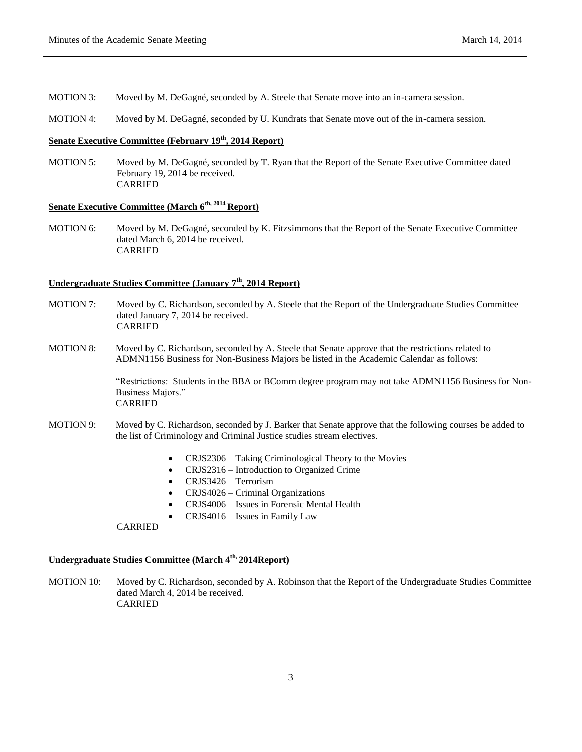MOTION 3: Moved by M. DeGagné, seconded by A. Steele that Senate move into an in-camera session.

MOTION 4: Moved by M. DeGagné, seconded by U. Kundrats that Senate move out of the in-camera session.

**Senate Executive Committee (February 19th, 2014 Report)**

MOTION 5: Moved by M. DeGagné, seconded by T. Ryan that the Report of the Senate Executive Committee dated February 19, 2014 be received.
CARRIED

**Senate Executive Committee (March 6th, 2014 Report)**

MOTION 6: Moved by M. DeGagné, seconded by K. Fitzsimmons that the Report of the Senate Executive Committee dated March 6, 2014 be received.
CARRIED

**Undergraduate Studies Committee (January 7th, 2014 Report)**

MOTION 7: Moved by C. Richardson, seconded by A. Steele that the Report of the Undergraduate Studies Committee dated January 7, 2014 be received.
CARRIED

MOTION 8: Moved by C. Richardson, seconded by A. Steele that Senate approve that the restrictions related to ADMN1156 Business for Non-Business Majors be listed in the Academic Calendar as follows:

"Restrictions: Students in the BBA or BComm degree program may not take ADMN1156 Business for Non-Business Majors."
CARRIED

MOTION 9: Moved by C. Richardson, seconded by J. Barker that Senate approve that the following courses be added to the list of Criminology and Criminal Justice studies stream electives.

- CRJS2306 – Taking Criminological Theory to the Movies
- CRJS2316 – Introduction to Organized Crime
- CRJS3426 – Terrorism
- CRJS4026 – Criminal Organizations
- CRJS4006 – Issues in Forensic Mental Health
- CRJS4016 – Issues in Family Law

CARRIED

**Undergraduate Studies Committee (March 4th, 2014Report)**

MOTION 10: Moved by C. Richardson, seconded by A. Robinson that the Report of the Undergraduate Studies Committee dated March 4, 2014 be received.
CARRIED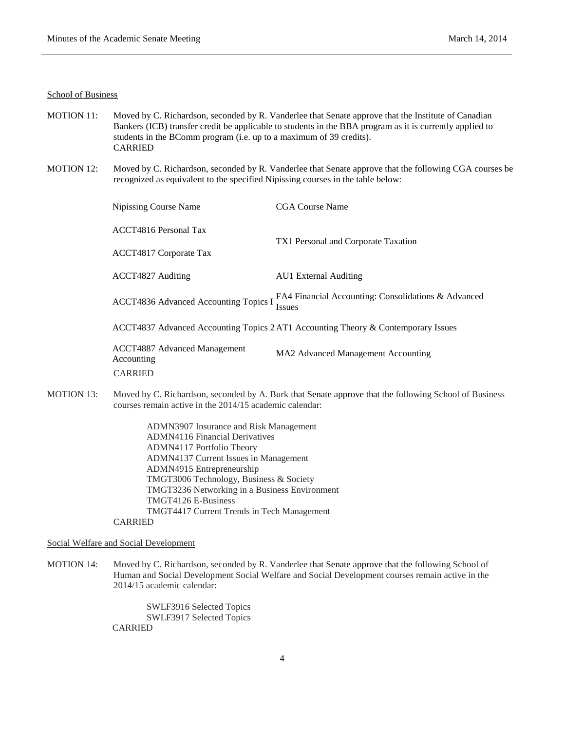School of Business

MOTION 11: Moved by C. Richardson, seconded by R. Vanderlee that Senate approve that the Institute of Canadian Bankers (ICB) transfer credit be applicable to students in the BBA program as it is currently applied to students in the BComm program (i.e. up to a maximum of 39 credits).
CARRIED

MOTION 12: Moved by C. Richardson, seconded by R. Vanderlee that Senate approve that the following CGA courses be recognized as equivalent to the specified Nipissing courses in the table below:

| Nipissing Course Name | CGA Course Name |
|---|---|
| ACCT4816 Personal Tax<br>ACCT4817 Corporate Tax | TX1 Personal and Corporate Taxation |
| ACCT4827 Auditing | AU1 External Auditing |
| ACCT4836 Advanced Accounting Topics I | FA4 Financial Accounting: Consolidations & Advanced Issues |
| ACCT4837 Advanced Accounting Topics 2 | AT1 Accounting Theory & Contemporary Issues |
| ACCT4887 Advanced Management Accounting | MA2 Advanced Management Accounting |

CARRIED

MOTION 13: Moved by C. Richardson, seconded by A. Burk that Senate approve that the following School of Business courses remain active in the 2014/15 academic calendar:

ADMN3907 Insurance and Risk Management
ADMN4116 Financial Derivatives
ADMN4117 Portfolio Theory
ADMN4137 Current Issues in Management
ADMN4915 Entrepreneurship
TMGT3006 Technology, Business & Society
TMGT3236 Networking in a Business Environment
TMGT4126 E-Business
TMGT4417 Current Trends in Tech Management

CARRIED

Social Welfare and Social Development

MOTION 14: Moved by C. Richardson, seconded by R. Vanderlee that Senate approve that the following School of Human and Social Development Social Welfare and Social Development courses remain active in the 2014/15 academic calendar:

SWLF3916 Selected Topics
SWLF3917 Selected Topics

CARRIED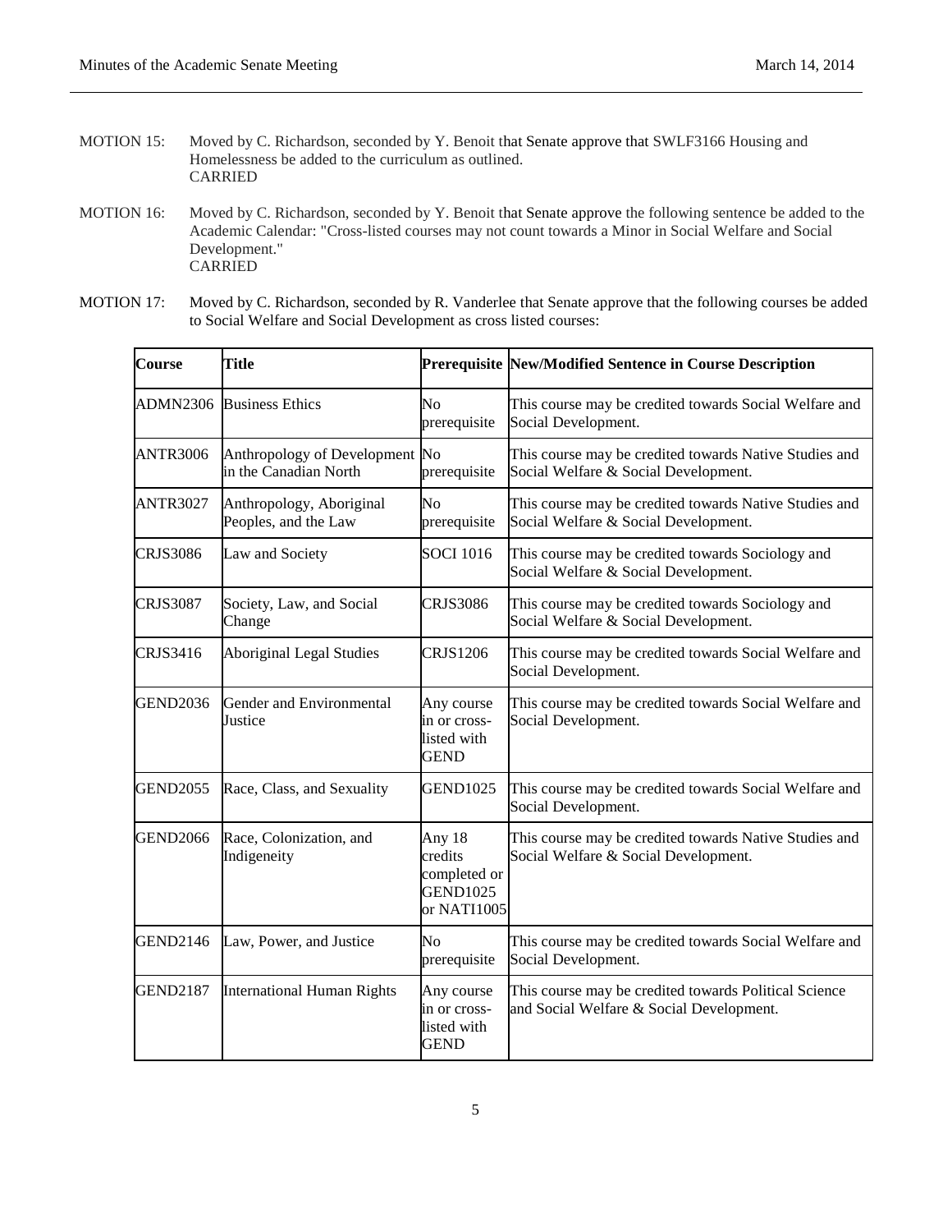MOTION 15: Moved by C. Richardson, seconded by Y. Benoit that Senate approve that SWLF3166 Housing and Homelessness be added to the curriculum as outlined.
CARRIED

MOTION 16: Moved by C. Richardson, seconded by Y. Benoit that Senate approve the following sentence be added to the Academic Calendar: "Cross-listed courses may not count towards a Minor in Social Welfare and Social Development."
CARRIED

MOTION 17: Moved by C. Richardson, seconded by R. Vanderlee that Senate approve that the following courses be added to Social Welfare and Social Development as cross listed courses:

| Course | Title | Prerequisite | New/Modified Sentence in Course Description |
|---|---|---|---|
| ADMN2306 | Business Ethics | No prerequisite | This course may be credited towards Social Welfare and Social Development. |
| ANTR3006 | Anthropology of Development in the Canadian North | No prerequisite | This course may be credited towards Native Studies and Social Welfare & Social Development. |
| ANTR3027 | Anthropology, Aboriginal Peoples, and the Law | No prerequisite | This course may be credited towards Native Studies and Social Welfare & Social Development. |
| CRJS3086 | Law and Society | SOCI 1016 | This course may be credited towards Sociology and Social Welfare & Social Development. |
| CRJS3087 | Society, Law, and Social Change | CRJS3086 | This course may be credited towards Sociology and Social Welfare & Social Development. |
| CRJS3416 | Aboriginal Legal Studies | CRJS1206 | This course may be credited towards Social Welfare and Social Development. |
| GEND2036 | Gender and Environmental Justice | Any course in or cross-listed with GEND | This course may be credited towards Social Welfare and Social Development. |
| GEND2055 | Race, Class, and Sexuality | GEND1025 | This course may be credited towards Social Welfare and Social Development. |
| GEND2066 | Race, Colonization, and Indigeneity | Any 18 credits completed or GEND1025 or NATI1005 | This course may be credited towards Native Studies and Social Welfare & Social Development. |
| GEND2146 | Law, Power, and Justice | No prerequisite | This course may be credited towards Social Welfare and Social Development. |
| GEND2187 | International Human Rights | Any course in or cross-listed with GEND | This course may be credited towards Political Science and Social Welfare & Social Development. |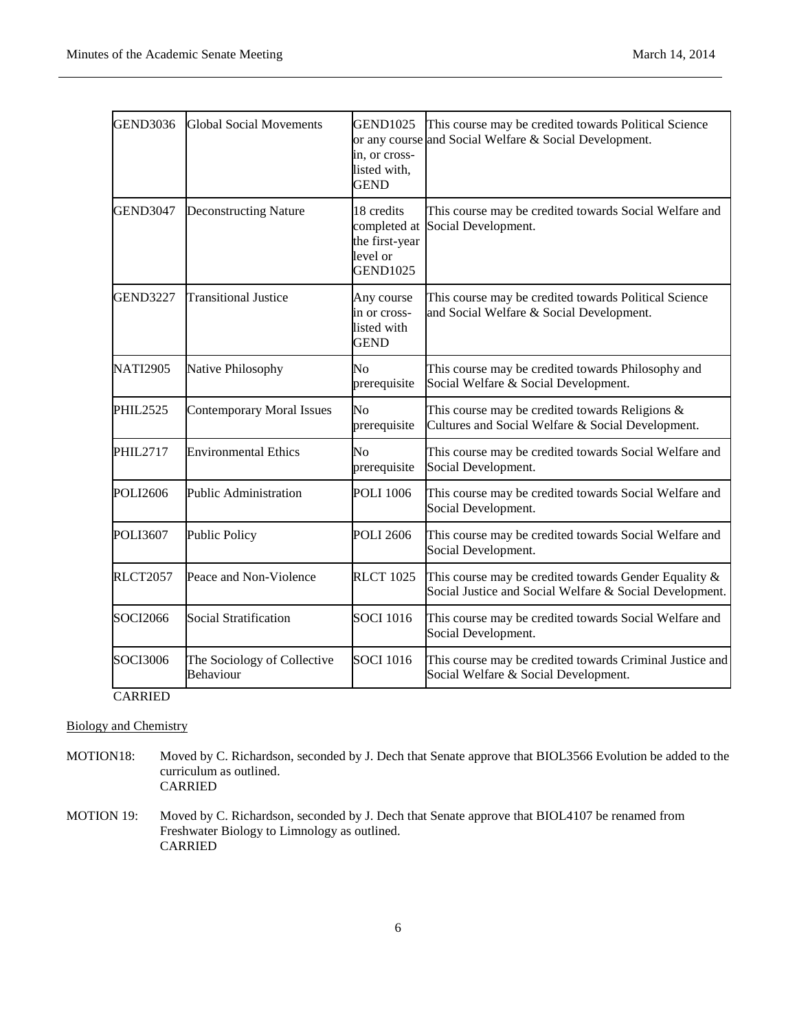| | | | |
|---|---|---|---|
| GEND3036 | Global Social Movements | GEND1025 or any course in, or cross-listed with, GEND | This course may be credited towards Political Science and Social Welfare & Social Development. |
| GEND3047 | Deconstructing Nature | 18 credits completed at the first-year level or GEND1025 | This course may be credited towards Social Welfare and Social Development. |
| GEND3227 | Transitional Justice | Any course in or cross-listed with GEND | This course may be credited towards Political Science and Social Welfare & Social Development. |
| NATI2905 | Native Philosophy | No prerequisite | This course may be credited towards Philosophy and Social Welfare & Social Development. |
| PHIL2525 | Contemporary Moral Issues | No prerequisite | This course may be credited towards Religions & Cultures and Social Welfare & Social Development. |
| PHIL2717 | Environmental Ethics | No prerequisite | This course may be credited towards Social Welfare and Social Development. |
| POLI2606 | Public Administration | POLI 1006 | This course may be credited towards Social Welfare and Social Development. |
| POLI3607 | Public Policy | POLI 2606 | This course may be credited towards Social Welfare and Social Development. |
| RLCT2057 | Peace and Non-Violence | RLCT 1025 | This course may be credited towards Gender Equality & Social Justice and Social Welfare & Social Development. |
| SOCI2066 | Social Stratification | SOCI 1016 | This course may be credited towards Social Welfare and Social Development. |
| SOCI3006 | The Sociology of Collective Behaviour | SOCI 1016 | This course may be credited towards Criminal Justice and Social Welfare & Social Development. |

CARRIED

Biology and Chemistry

MOTION18: Moved by C. Richardson, seconded by J. Dech that Senate approve that BIOL3566 Evolution be added to the curriculum as outlined.
CARRIED

MOTION 19: Moved by C. Richardson, seconded by J. Dech that Senate approve that BIOL4107 be renamed from Freshwater Biology to Limnology as outlined.
CARRIED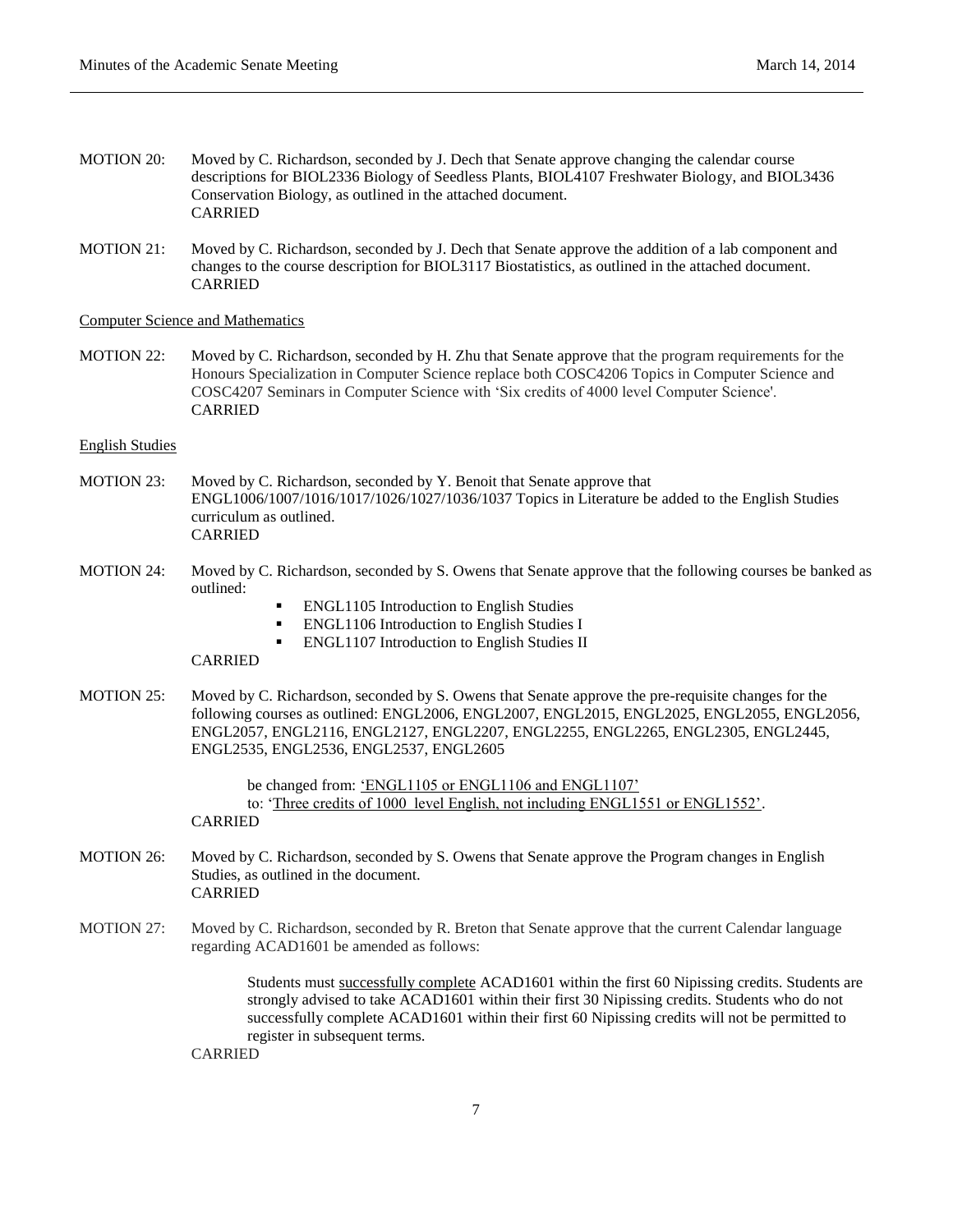MOTION 20: Moved by C. Richardson, seconded by J. Dech that Senate approve changing the calendar course descriptions for BIOL2336 Biology of Seedless Plants, BIOL4107 Freshwater Biology, and BIOL3436 Conservation Biology, as outlined in the attached document.
CARRIED

MOTION 21: Moved by C. Richardson, seconded by J. Dech that Senate approve the addition of a lab component and changes to the course description for BIOL3117 Biostatistics, as outlined in the attached document.
CARRIED

<u>Computer Science and Mathematics</u>

MOTION 22: Moved by C. Richardson, seconded by H. Zhu that Senate approve that the program requirements for the Honours Specialization in Computer Science replace both COSC4206 Topics in Computer Science and COSC4207 Seminars in Computer Science with 'Six credits of 4000 level Computer Science'.
CARRIED

<u>English Studies</u>

MOTION 23: Moved by C. Richardson, seconded by Y. Benoit that Senate approve that ENGL1006/1007/1016/1017/1026/1027/1036/1037 Topics in Literature be added to the English Studies curriculum as outlined.
CARRIED

MOTION 24: Moved by C. Richardson, seconded by S. Owens that Senate approve that the following courses be banked as outlined:

- ENGL1105 Introduction to English Studies
- ENGL1106 Introduction to English Studies I
- ENGL1107 Introduction to English Studies II

CARRIED

MOTION 25: Moved by C. Richardson, seconded by S. Owens that Senate approve the pre-requisite changes for the following courses as outlined: ENGL2006, ENGL2007, ENGL2015, ENGL2025, ENGL2055, ENGL2056, ENGL2057, ENGL2116, ENGL2127, ENGL2207, ENGL2255, ENGL2265, ENGL2305, ENGL2445, ENGL2535, ENGL2536, ENGL2537, ENGL2605

be changed from: <u>'ENGL1105 or ENGL1106 and ENGL1107'</u>
to: '<u>Three credits of 1000 level English, not including ENGL1551 or ENGL1552'</u>.
CARRIED

MOTION 26: Moved by C. Richardson, seconded by S. Owens that Senate approve the Program changes in English Studies, as outlined in the document.
CARRIED

MOTION 27: Moved by C. Richardson, seconded by R. Breton that Senate approve that the current Calendar language regarding ACAD1601 be amended as follows:

> Students must <u>successfully complete</u> ACAD1601 within the first 60 Nipissing credits. Students are strongly advised to take ACAD1601 within their first 30 Nipissing credits. Students who do not successfully complete ACAD1601 within their first 60 Nipissing credits will not be permitted to register in subsequent terms.

CARRIED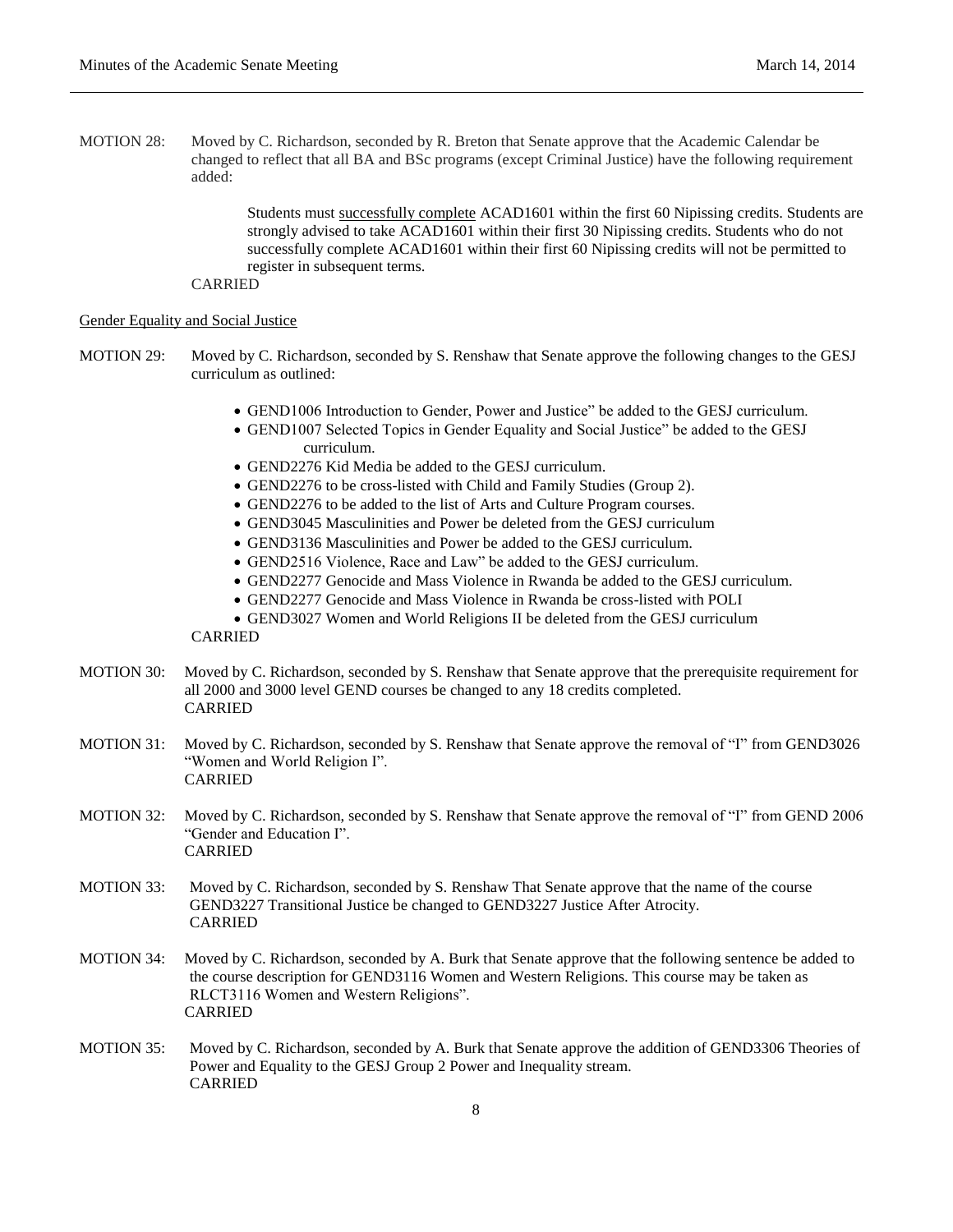MOTION 28: Moved by C. Richardson, seconded by R. Breton that Senate approve that the Academic Calendar be changed to reflect that all BA and BSc programs (except Criminal Justice) have the following requirement added:

> Students must successfully complete ACAD1601 within the first 60 Nipissing credits. Students are strongly advised to take ACAD1601 within their first 30 Nipissing credits. Students who do not successfully complete ACAD1601 within their first 60 Nipissing credits will not be permitted to register in subsequent terms.

CARRIED

Gender Equality and Social Justice

MOTION 29: Moved by C. Richardson, seconded by S. Renshaw that Senate approve the following changes to the GESJ curriculum as outlined:

- GEND1006 Introduction to Gender, Power and Justice" be added to the GESJ curriculum.
- GEND1007 Selected Topics in Gender Equality and Social Justice" be added to the GESJ curriculum.
- GEND2276 Kid Media be added to the GESJ curriculum.
- GEND2276 to be cross-listed with Child and Family Studies (Group 2).
- GEND2276 to be added to the list of Arts and Culture Program courses.
- GEND3045 Masculinities and Power be deleted from the GESJ curriculum
- GEND3136 Masculinities and Power be added to the GESJ curriculum.
- GEND2516 Violence, Race and Law" be added to the GESJ curriculum.
- GEND2277 Genocide and Mass Violence in Rwanda be added to the GESJ curriculum.
- GEND2277 Genocide and Mass Violence in Rwanda be cross-listed with POLI
- GEND3027 Women and World Religions II be deleted from the GESJ curriculum

CARRIED

MOTION 30: Moved by C. Richardson, seconded by S. Renshaw that Senate approve that the prerequisite requirement for all 2000 and 3000 level GEND courses be changed to any 18 credits completed.
CARRIED

MOTION 31: Moved by C. Richardson, seconded by S. Renshaw that Senate approve the removal of "I" from GEND3026 "Women and World Religion I".
CARRIED

MOTION 32: Moved by C. Richardson, seconded by S. Renshaw that Senate approve the removal of "I" from GEND 2006 "Gender and Education I".
CARRIED

MOTION 33: Moved by C. Richardson, seconded by S. Renshaw That Senate approve that the name of the course GEND3227 Transitional Justice be changed to GEND3227 Justice After Atrocity.
CARRIED

MOTION 34: Moved by C. Richardson, seconded by A. Burk that Senate approve that the following sentence be added to the course description for GEND3116 Women and Western Religions. This course may be taken as RLCT3116 Women and Western Religions".
CARRIED

MOTION 35: Moved by C. Richardson, seconded by A. Burk that Senate approve the addition of GEND3306 Theories of Power and Equality to the GESJ Group 2 Power and Inequality stream.
CARRIED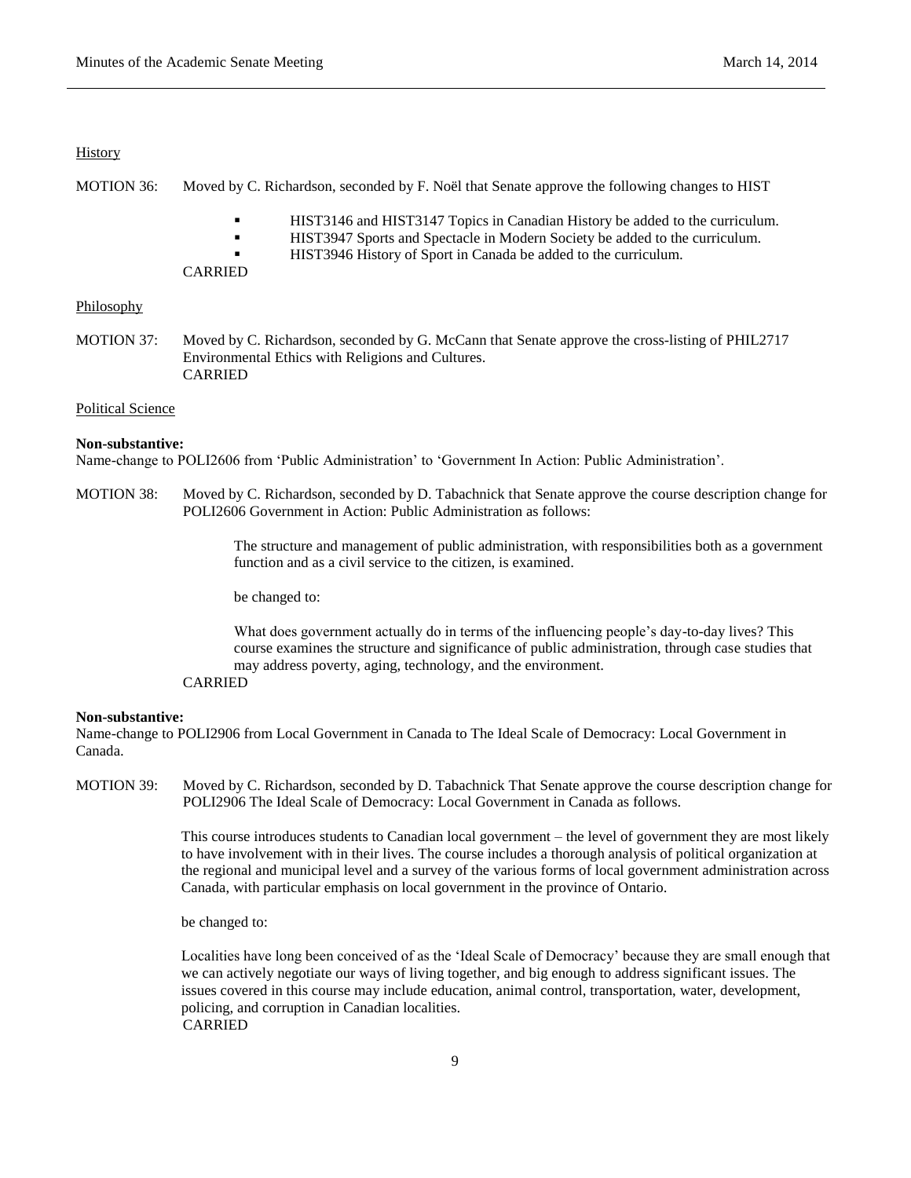History

MOTION 36: Moved by C. Richardson, seconded by F. Noël that Senate approve the following changes to HIST

- HIST3146 and HIST3147 Topics in Canadian History be added to the curriculum.
- HIST3947 Sports and Spectacle in Modern Society be added to the curriculum.
- HIST3946 History of Sport in Canada be added to the curriculum.

CARRIED

Philosophy

MOTION 37: Moved by C. Richardson, seconded by G. McCann that Senate approve the cross-listing of PHIL2717 Environmental Ethics with Religions and Cultures.
CARRIED

Political Science

**Non-substantive:**
Name-change to POLI2606 from 'Public Administration' to 'Government In Action: Public Administration'.

MOTION 38: Moved by C. Richardson, seconded by D. Tabachnick that Senate approve the course description change for POLI2606 Government in Action: Public Administration as follows:

> The structure and management of public administration, with responsibilities both as a government function and as a civil service to the citizen, is examined.
>
> be changed to:
>
> What does government actually do in terms of the influencing people's day-to-day lives? This course examines the structure and significance of public administration, through case studies that may address poverty, aging, technology, and the environment.

CARRIED

**Non-substantive:**
Name-change to POLI2906 from Local Government in Canada to The Ideal Scale of Democracy: Local Government in Canada.

MOTION 39: Moved by C. Richardson, seconded by D. Tabachnick That Senate approve the course description change for POLI2906 The Ideal Scale of Democracy: Local Government in Canada as follows.

> This course introduces students to Canadian local government – the level of government they are most likely to have involvement with in their lives. The course includes a thorough analysis of political organization at the regional and municipal level and a survey of the various forms of local government administration across Canada, with particular emphasis on local government in the province of Ontario.
>
> be changed to:
>
> Localities have long been conceived of as the 'Ideal Scale of Democracy' because they are small enough that we can actively negotiate our ways of living together, and big enough to address significant issues. The issues covered in this course may include education, animal control, transportation, water, development, policing, and corruption in Canadian localities.

CARRIED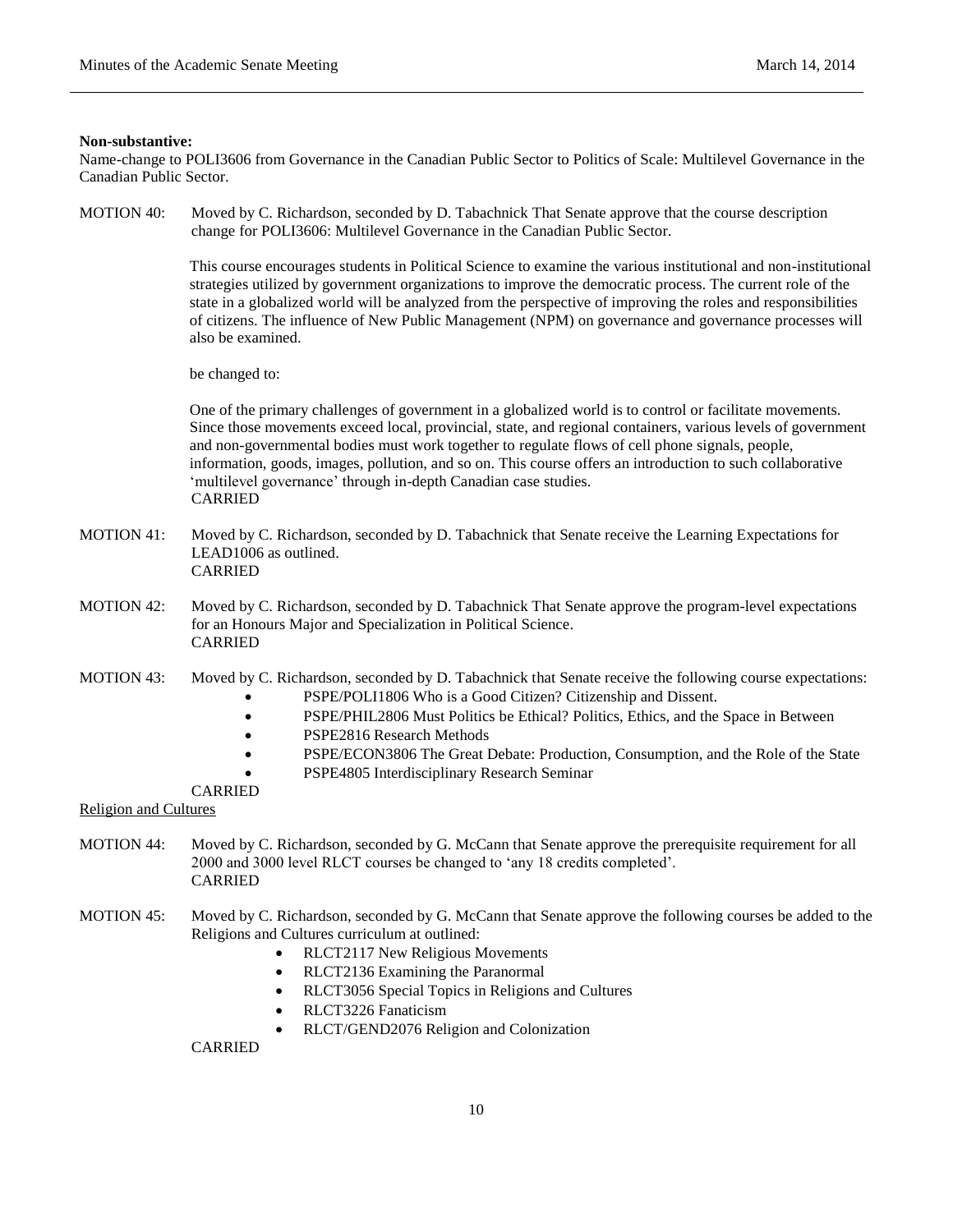**Non-substantive:**

Name-change to POLI3606 from Governance in the Canadian Public Sector to Politics of Scale: Multilevel Governance in the Canadian Public Sector.

MOTION 40: Moved by C. Richardson, seconded by D. Tabachnick That Senate approve that the course description change for POLI3606: Multilevel Governance in the Canadian Public Sector.

This course encourages students in Political Science to examine the various institutional and non-institutional strategies utilized by government organizations to improve the democratic process. The current role of the state in a globalized world will be analyzed from the perspective of improving the roles and responsibilities of citizens. The influence of New Public Management (NPM) on governance and governance processes will also be examined.

be changed to:

One of the primary challenges of government in a globalized world is to control or facilitate movements. Since those movements exceed local, provincial, state, and regional containers, various levels of government and non-governmental bodies must work together to regulate flows of cell phone signals, people, information, goods, images, pollution, and so on. This course offers an introduction to such collaborative 'multilevel governance' through in-depth Canadian case studies.

CARRIED

MOTION 41: Moved by C. Richardson, seconded by D. Tabachnick that Senate receive the Learning Expectations for LEAD1006 as outlined.

CARRIED

MOTION 42: Moved by C. Richardson, seconded by D. Tabachnick That Senate approve the program-level expectations for an Honours Major and Specialization in Political Science.

CARRIED

MOTION 43: Moved by C. Richardson, seconded by D. Tabachnick that Senate receive the following course expectations:

- PSPE/POLI1806 Who is a Good Citizen? Citizenship and Dissent.
- PSPE/PHIL2806 Must Politics be Ethical? Politics, Ethics, and the Space in Between
- PSPE2816 Research Methods
- PSPE/ECON3806 The Great Debate: Production, Consumption, and the Role of the State
- PSPE4805 Interdisciplinary Research Seminar

CARRIED

Religion and Cultures

MOTION 44: Moved by C. Richardson, seconded by G. McCann that Senate approve the prerequisite requirement for all 2000 and 3000 level RLCT courses be changed to 'any 18 credits completed'.

CARRIED

MOTION 45: Moved by C. Richardson, seconded by G. McCann that Senate approve the following courses be added to the Religions and Cultures curriculum at outlined:

- RLCT2117 New Religious Movements
- RLCT2136 Examining the Paranormal
- RLCT3056 Special Topics in Religions and Cultures
- RLCT3226 Fanaticism
- RLCT/GEND2076 Religion and Colonization

CARRIED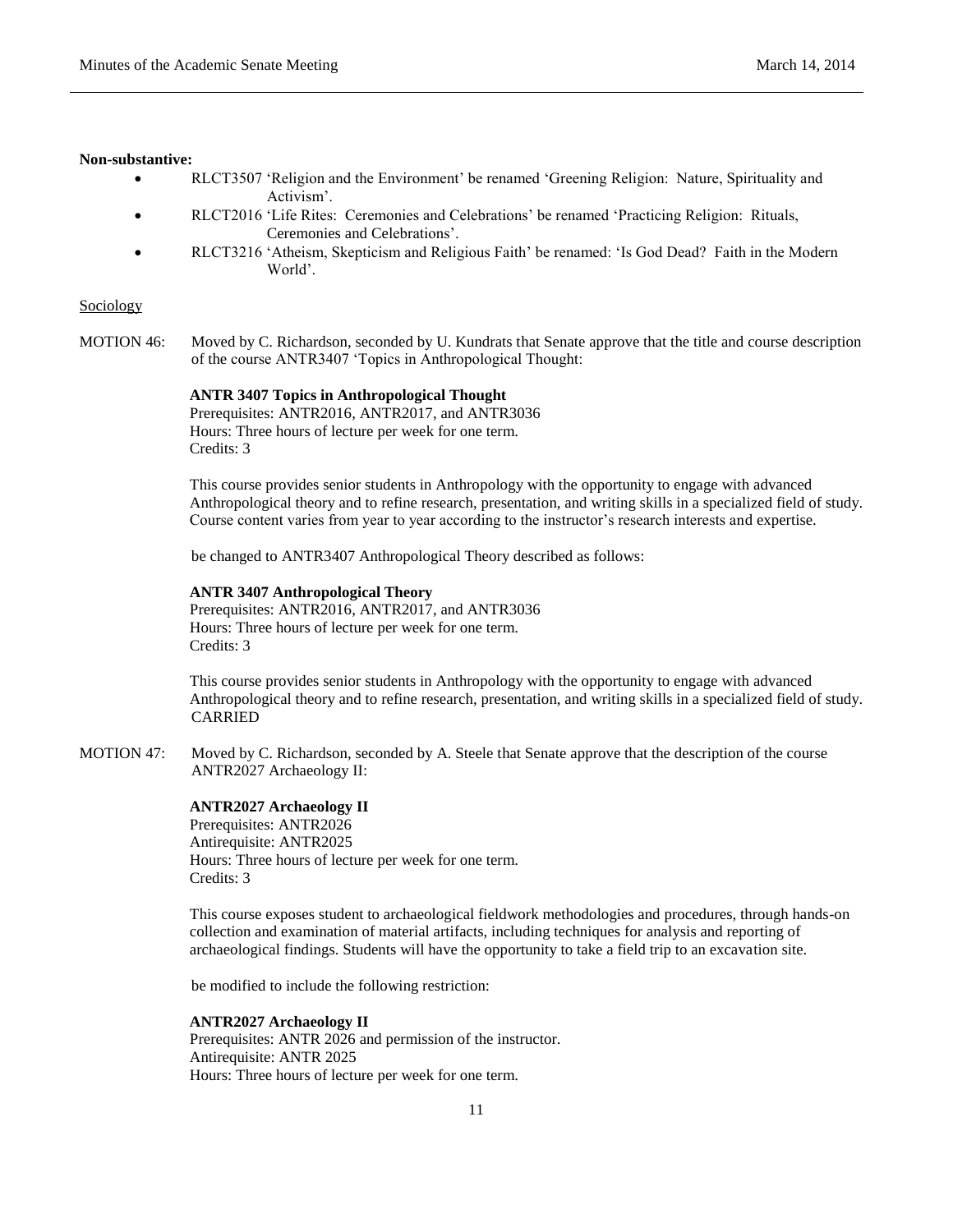**Non-substantive:**

- RLCT3507 'Religion and the Environment' be renamed 'Greening Religion: Nature, Spirituality and Activism'.
- RLCT2016 'Life Rites: Ceremonies and Celebrations' be renamed 'Practicing Religion: Rituals, Ceremonies and Celebrations'.
- RLCT3216 'Atheism, Skepticism and Religious Faith' be renamed: 'Is God Dead? Faith in the Modern World'.

Sociology

MOTION 46: Moved by C. Richardson, seconded by U. Kundrats that Senate approve that the title and course description of the course ANTR3407 'Topics in Anthropological Thought:

**ANTR 3407 Topics in Anthropological Thought**
Prerequisites: ANTR2016, ANTR2017, and ANTR3036
Hours: Three hours of lecture per week for one term.
Credits: 3

This course provides senior students in Anthropology with the opportunity to engage with advanced Anthropological theory and to refine research, presentation, and writing skills in a specialized field of study. Course content varies from year to year according to the instructor's research interests and expertise.

be changed to ANTR3407 Anthropological Theory described as follows:

**ANTR 3407 Anthropological Theory**
Prerequisites: ANTR2016, ANTR2017, and ANTR3036
Hours: Three hours of lecture per week for one term.
Credits: 3

This course provides senior students in Anthropology with the opportunity to engage with advanced Anthropological theory and to refine research, presentation, and writing skills in a specialized field of study.
CARRIED

MOTION 47: Moved by C. Richardson, seconded by A. Steele that Senate approve that the description of the course ANTR2027 Archaeology II:

**ANTR2027 Archaeology II**
Prerequisites: ANTR2026
Antirequisite: ANTR2025
Hours: Three hours of lecture per week for one term.
Credits: 3

This course exposes student to archaeological fieldwork methodologies and procedures, through hands-on collection and examination of material artifacts, including techniques for analysis and reporting of archaeological findings. Students will have the opportunity to take a field trip to an excavation site.

be modified to include the following restriction:

**ANTR2027 Archaeology II**
Prerequisites: ANTR 2026 and permission of the instructor.
Antirequisite: ANTR 2025
Hours: Three hours of lecture per week for one term.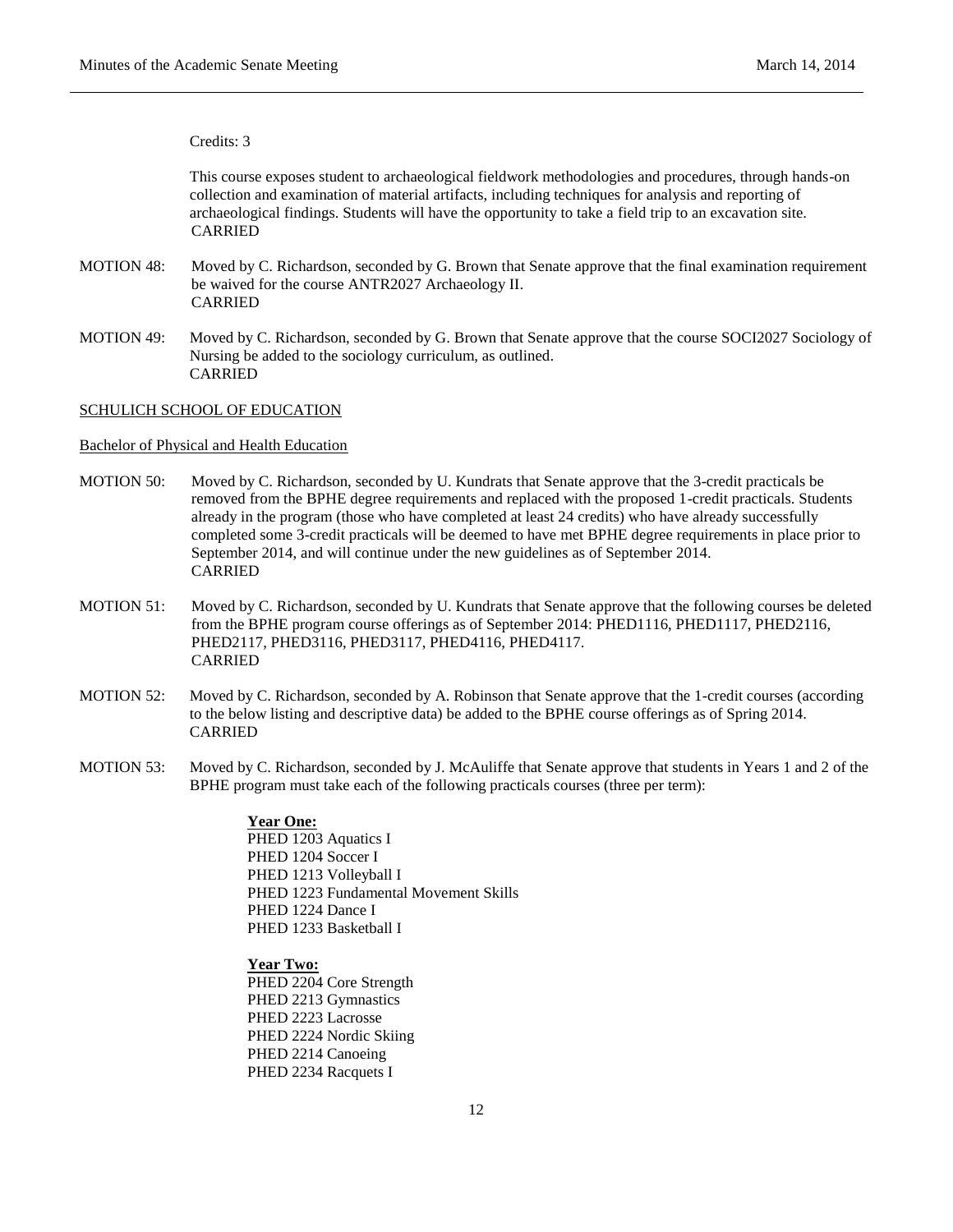Credits: 3

This course exposes student to archaeological fieldwork methodologies and procedures, through hands-on collection and examination of material artifacts, including techniques for analysis and reporting of archaeological findings. Students will have the opportunity to take a field trip to an excavation site.
CARRIED

MOTION 48: Moved by C. Richardson, seconded by G. Brown that Senate approve that the final examination requirement be waived for the course ANTR2027 Archaeology II.
CARRIED

MOTION 49: Moved by C. Richardson, seconded by G. Brown that Senate approve that the course SOCI2027 Sociology of Nursing be added to the sociology curriculum, as outlined.
CARRIED

SCHULICH SCHOOL OF EDUCATION

Bachelor of Physical and Health Education

MOTION 50: Moved by C. Richardson, seconded by U. Kundrats that Senate approve that the 3-credit practicals be removed from the BPHE degree requirements and replaced with the proposed 1-credit practicals. Students already in the program (those who have completed at least 24 credits) who have already successfully completed some 3-credit practicals will be deemed to have met BPHE degree requirements in place prior to September 2014, and will continue under the new guidelines as of September 2014.
CARRIED

MOTION 51: Moved by C. Richardson, seconded by U. Kundrats that Senate approve that the following courses be deleted from the BPHE program course offerings as of September 2014: PHED1116, PHED1117, PHED2116, PHED2117, PHED3116, PHED3117, PHED4116, PHED4117.
CARRIED

MOTION 52: Moved by C. Richardson, seconded by A. Robinson that Senate approve that the 1-credit courses (according to the below listing and descriptive data) be added to the BPHE course offerings as of Spring 2014.
CARRIED

MOTION 53: Moved by C. Richardson, seconded by J. McAuliffe that Senate approve that students in Years 1 and 2 of the BPHE program must take each of the following practicals courses (three per term):

**Year One:**
PHED 1203 Aquatics I
PHED 1204 Soccer I
PHED 1213 Volleyball I
PHED 1223 Fundamental Movement Skills
PHED 1224 Dance I
PHED 1233 Basketball I

**Year Two:**
PHED 2204 Core Strength
PHED 2213 Gymnastics
PHED 2223 Lacrosse
PHED 2224 Nordic Skiing
PHED 2214 Canoeing
PHED 2234 Racquets I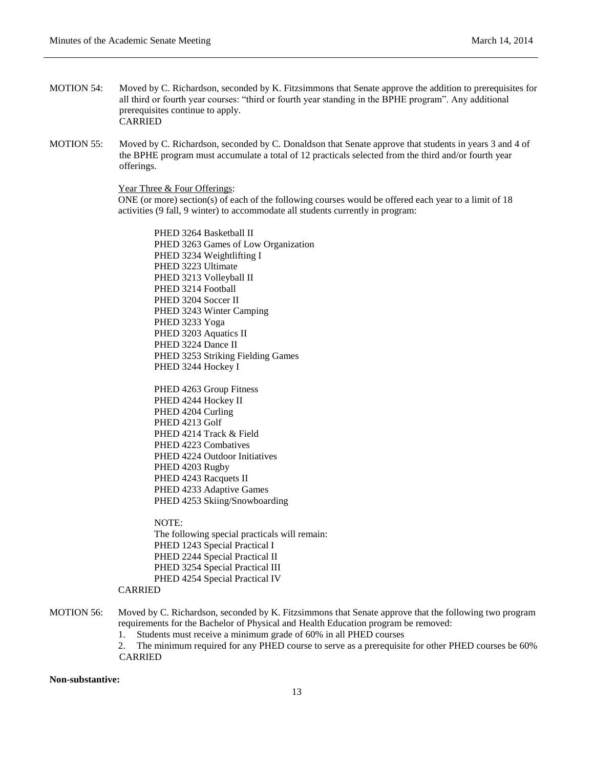MOTION 54: Moved by C. Richardson, seconded by K. Fitzsimmons that Senate approve the addition to prerequisites for all third or fourth year courses: "third or fourth year standing in the BPHE program". Any additional prerequisites continue to apply.
CARRIED

MOTION 55: Moved by C. Richardson, seconded by C. Donaldson that Senate approve that students in years 3 and 4 of the BPHE program must accumulate a total of 12 practicals selected from the third and/or fourth year offerings.

Year Three & Four Offerings:
ONE (or more) section(s) of each of the following courses would be offered each year to a limit of 18 activities (9 fall, 9 winter) to accommodate all students currently in program:

PHED 3264 Basketball II
PHED 3263 Games of Low Organization
PHED 3234 Weightlifting I
PHED 3223 Ultimate
PHED 3213 Volleyball II
PHED 3214 Football
PHED 3204 Soccer II
PHED 3243 Winter Camping
PHED 3233 Yoga
PHED 3203 Aquatics II
PHED 3224 Dance II
PHED 3253 Striking Fielding Games
PHED 3244 Hockey I

PHED 4263 Group Fitness
PHED 4244 Hockey II
PHED 4204 Curling
PHED 4213 Golf
PHED 4214 Track & Field
PHED 4223 Combatives
PHED 4224 Outdoor Initiatives
PHED 4203 Rugby
PHED 4243 Racquets II
PHED 4233 Adaptive Games
PHED 4253 Skiing/Snowboarding

NOTE:
The following special practicals will remain:
PHED 1243 Special Practical I
PHED 2244 Special Practical II
PHED 3254 Special Practical III
PHED 4254 Special Practical IV

CARRIED

MOTION 56: Moved by C. Richardson, seconded by K. Fitzsimmons that Senate approve that the following two program requirements for the Bachelor of Physical and Health Education program be removed:

1. Students must receive a minimum grade of 60% in all PHED courses
2. The minimum required for any PHED course to serve as a prerequisite for other PHED courses be 60%

CARRIED

**Non-substantive:**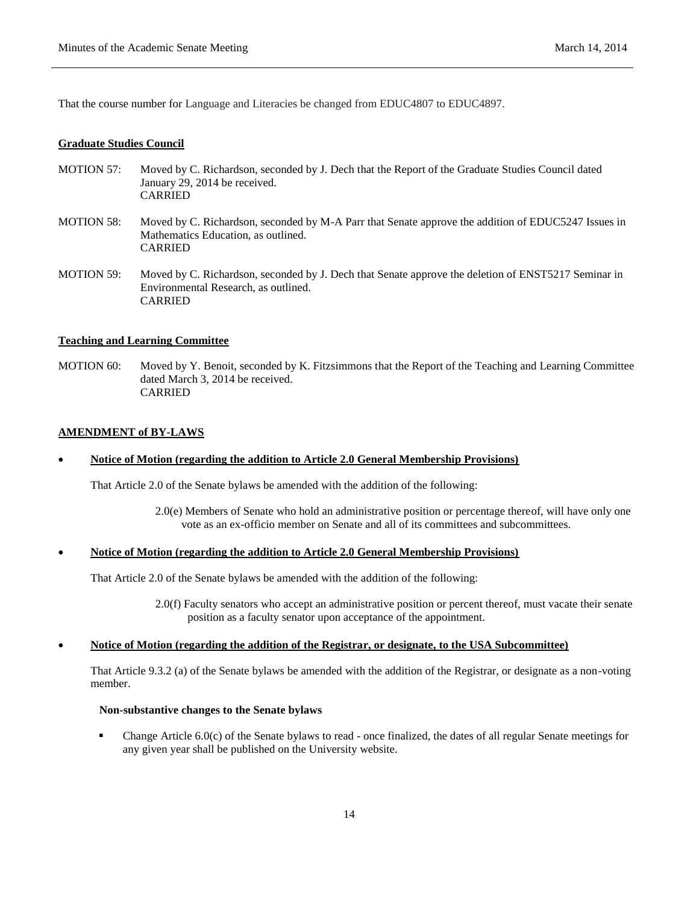That the course number for Language and Literacies be changed from EDUC4807 to EDUC4897.

**Graduate Studies Council**

MOTION 57: Moved by C. Richardson, seconded by J. Dech that the Report of the Graduate Studies Council dated January 29, 2014 be received.
CARRIED

MOTION 58: Moved by C. Richardson, seconded by M-A Parr that Senate approve the addition of EDUC5247 Issues in Mathematics Education, as outlined.
CARRIED

MOTION 59: Moved by C. Richardson, seconded by J. Dech that Senate approve the deletion of ENST5217 Seminar in Environmental Research, as outlined.
CARRIED

**Teaching and Learning Committee**

MOTION 60: Moved by Y. Benoit, seconded by K. Fitzsimmons that the Report of the Teaching and Learning Committee dated March 3, 2014 be received.
CARRIED

**AMENDMENT of BY-LAWS**

- **Notice of Motion (regarding the addition to Article 2.0 General Membership Provisions)**

  That Article 2.0 of the Senate bylaws be amended with the addition of the following:

  > 2.0(e) Members of Senate who hold an administrative position or percentage thereof, will have only one vote as an ex-officio member on Senate and all of its committees and subcommittees.

- **Notice of Motion (regarding the addition to Article 2.0 General Membership Provisions)**

  That Article 2.0 of the Senate bylaws be amended with the addition of the following:

  > 2.0(f) Faculty senators who accept an administrative position or percent thereof, must vacate their senate position as a faculty senator upon acceptance of the appointment.

- **Notice of Motion (regarding the addition of the Registrar, or designate, to the USA Subcommittee)**

  That Article 9.3.2 (a) of the Senate bylaws be amended with the addition of the Registrar, or designate as a non-voting member.

  **Non-substantive changes to the Senate bylaws**

  - Change Article 6.0(c) of the Senate bylaws to read - once finalized, the dates of all regular Senate meetings for any given year shall be published on the University website.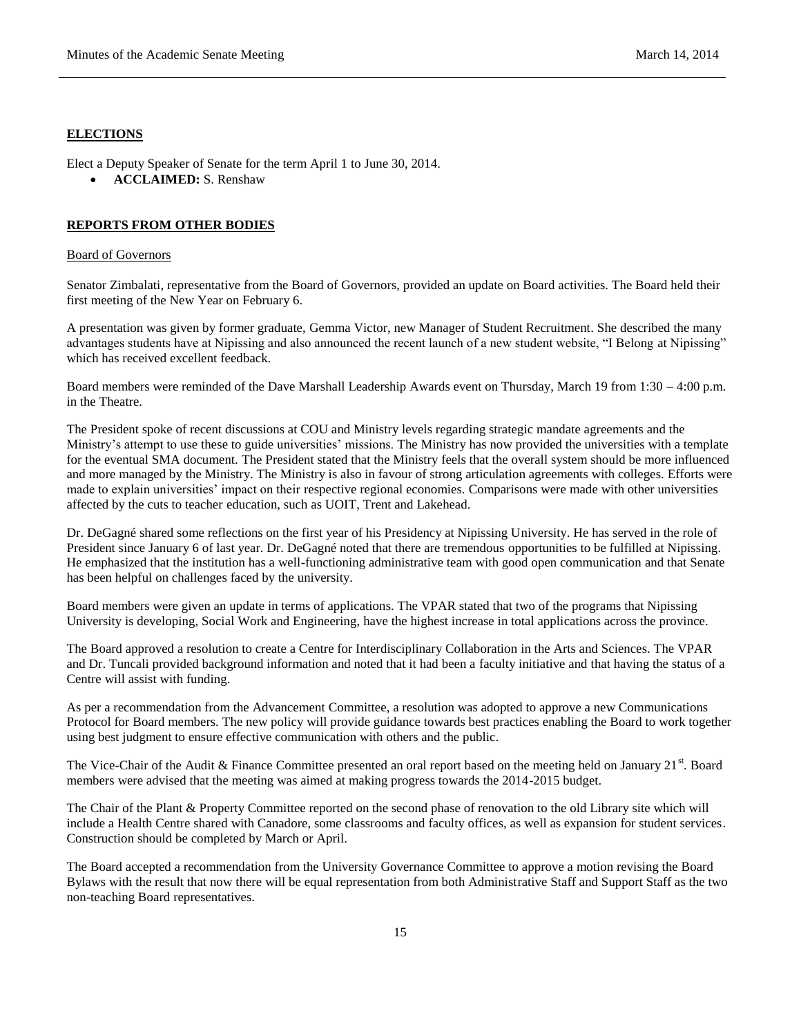## ELECTIONS

Elect a Deputy Speaker of Senate for the term April 1 to June 30, 2014.

- **ACCLAIMED:** S. Renshaw

## REPORTS FROM OTHER BODIES

### Board of Governors

Senator Zimbalati, representative from the Board of Governors, provided an update on Board activities. The Board held their first meeting of the New Year on February 6.

A presentation was given by former graduate, Gemma Victor, new Manager of Student Recruitment. She described the many advantages students have at Nipissing and also announced the recent launch of a new student website, "I Belong at Nipissing" which has received excellent feedback.

Board members were reminded of the Dave Marshall Leadership Awards event on Thursday, March 19 from 1:30 – 4:00 p.m. in the Theatre.

The President spoke of recent discussions at COU and Ministry levels regarding strategic mandate agreements and the Ministry's attempt to use these to guide universities' missions. The Ministry has now provided the universities with a template for the eventual SMA document. The President stated that the Ministry feels that the overall system should be more influenced and more managed by the Ministry. The Ministry is also in favour of strong articulation agreements with colleges. Efforts were made to explain universities' impact on their respective regional economies. Comparisons were made with other universities affected by the cuts to teacher education, such as UOIT, Trent and Lakehead.

Dr. DeGagné shared some reflections on the first year of his Presidency at Nipissing University. He has served in the role of President since January 6 of last year. Dr. DeGagné noted that there are tremendous opportunities to be fulfilled at Nipissing. He emphasized that the institution has a well-functioning administrative team with good open communication and that Senate has been helpful on challenges faced by the university.

Board members were given an update in terms of applications. The VPAR stated that two of the programs that Nipissing University is developing, Social Work and Engineering, have the highest increase in total applications across the province.

The Board approved a resolution to create a Centre for Interdisciplinary Collaboration in the Arts and Sciences. The VPAR and Dr. Tuncali provided background information and noted that it had been a faculty initiative and that having the status of a Centre will assist with funding.

As per a recommendation from the Advancement Committee, a resolution was adopted to approve a new Communications Protocol for Board members. The new policy will provide guidance towards best practices enabling the Board to work together using best judgment to ensure effective communication with others and the public.

The Vice-Chair of the Audit & Finance Committee presented an oral report based on the meeting held on January 21st. Board members were advised that the meeting was aimed at making progress towards the 2014-2015 budget.

The Chair of the Plant & Property Committee reported on the second phase of renovation to the old Library site which will include a Health Centre shared with Canadore, some classrooms and faculty offices, as well as expansion for student services. Construction should be completed by March or April.

The Board accepted a recommendation from the University Governance Committee to approve a motion revising the Board Bylaws with the result that now there will be equal representation from both Administrative Staff and Support Staff as the two non-teaching Board representatives.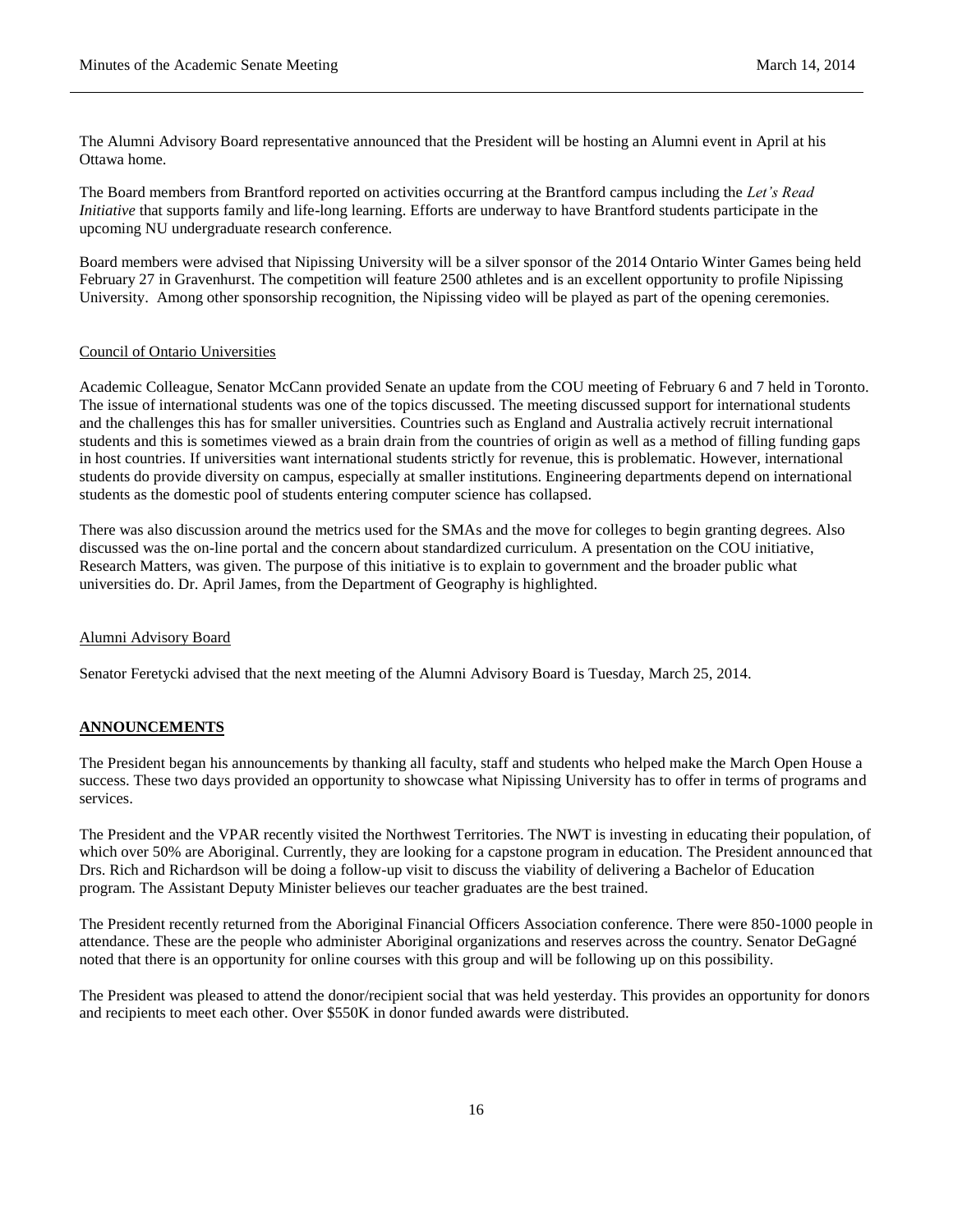The Alumni Advisory Board representative announced that the President will be hosting an Alumni event in April at his Ottawa home.

The Board members from Brantford reported on activities occurring at the Brantford campus including the *Let's Read Initiative* that supports family and life-long learning. Efforts are underway to have Brantford students participate in the upcoming NU undergraduate research conference.

Board members were advised that Nipissing University will be a silver sponsor of the 2014 Ontario Winter Games being held February 27 in Gravenhurst. The competition will feature 2500 athletes and is an excellent opportunity to profile Nipissing University. Among other sponsorship recognition, the Nipissing video will be played as part of the opening ceremonies.

Council of Ontario Universities

Academic Colleague, Senator McCann provided Senate an update from the COU meeting of February 6 and 7 held in Toronto. The issue of international students was one of the topics discussed. The meeting discussed support for international students and the challenges this has for smaller universities. Countries such as England and Australia actively recruit international students and this is sometimes viewed as a brain drain from the countries of origin as well as a method of filling funding gaps in host countries. If universities want international students strictly for revenue, this is problematic. However, international students do provide diversity on campus, especially at smaller institutions. Engineering departments depend on international students as the domestic pool of students entering computer science has collapsed.

There was also discussion around the metrics used for the SMAs and the move for colleges to begin granting degrees. Also discussed was the on-line portal and the concern about standardized curriculum. A presentation on the COU initiative, Research Matters, was given. The purpose of this initiative is to explain to government and the broader public what universities do. Dr. April James, from the Department of Geography is highlighted.

Alumni Advisory Board

Senator Feretycki advised that the next meeting of the Alumni Advisory Board is Tuesday, March 25, 2014.

## ANNOUNCEMENTS

The President began his announcements by thanking all faculty, staff and students who helped make the March Open House a success. These two days provided an opportunity to showcase what Nipissing University has to offer in terms of programs and services.

The President and the VPAR recently visited the Northwest Territories. The NWT is investing in educating their population, of which over 50% are Aboriginal. Currently, they are looking for a capstone program in education. The President announced that Drs. Rich and Richardson will be doing a follow-up visit to discuss the viability of delivering a Bachelor of Education program. The Assistant Deputy Minister believes our teacher graduates are the best trained.

The President recently returned from the Aboriginal Financial Officers Association conference. There were 850-1000 people in attendance. These are the people who administer Aboriginal organizations and reserves across the country. Senator DeGagné noted that there is an opportunity for online courses with this group and will be following up on this possibility.

The President was pleased to attend the donor/recipient social that was held yesterday. This provides an opportunity for donors and recipients to meet each other. Over $550K in donor funded awards were distributed.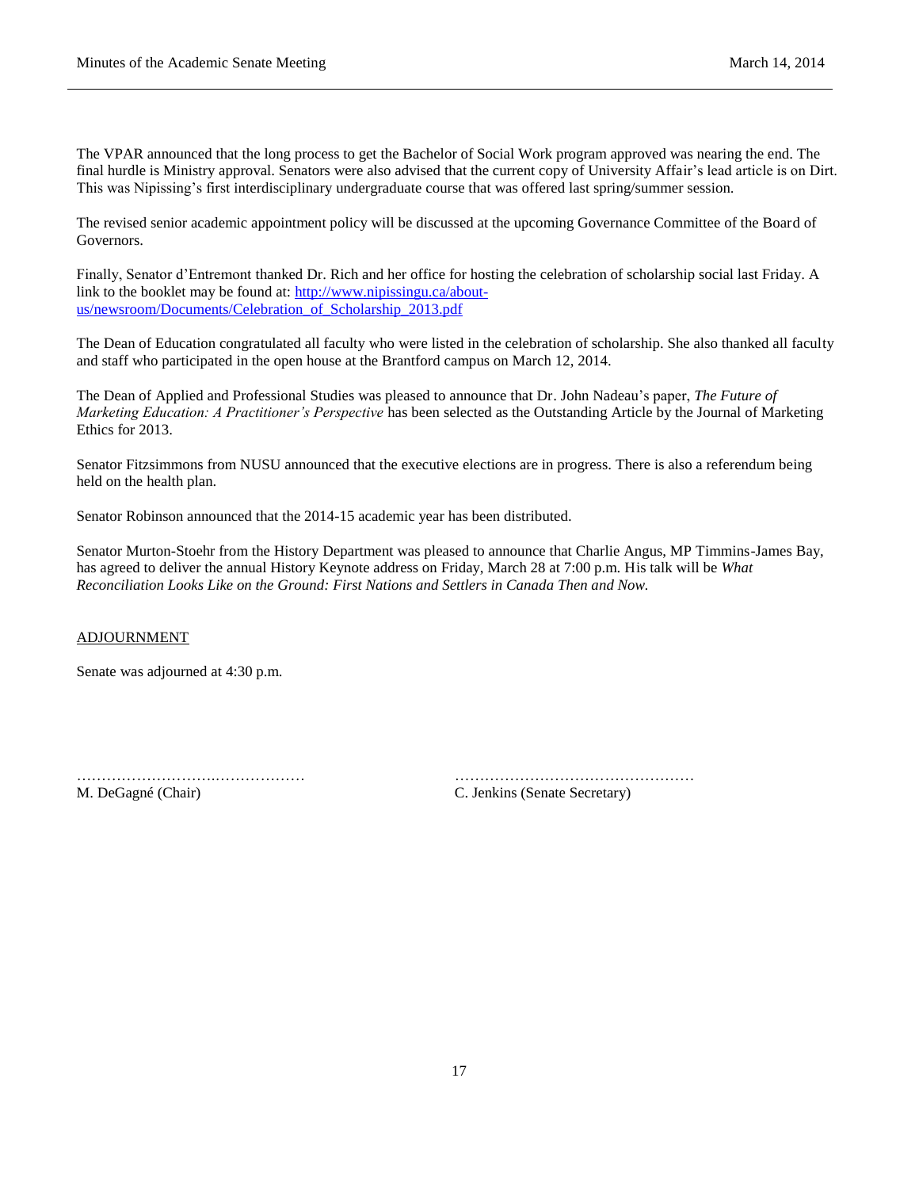The VPAR announced that the long process to get the Bachelor of Social Work program approved was nearing the end. The final hurdle is Ministry approval. Senators were also advised that the current copy of University Affair's lead article is on Dirt. This was Nipissing's first interdisciplinary undergraduate course that was offered last spring/summer session.

The revised senior academic appointment policy will be discussed at the upcoming Governance Committee of the Board of Governors.

Finally, Senator d'Entremont thanked Dr. Rich and her office for hosting the celebration of scholarship social last Friday. A link to the booklet may be found at: [http://www.nipissingu.ca/about-us/newsroom/Documents/Celebration_of_Scholarship_2013.pdf](http://www.nipissingu.ca/about-us/newsroom/Documents/Celebration_of_Scholarship_2013.pdf)

The Dean of Education congratulated all faculty who were listed in the celebration of scholarship. She also thanked all faculty and staff who participated in the open house at the Brantford campus on March 12, 2014.

The Dean of Applied and Professional Studies was pleased to announce that Dr. John Nadeau's paper, *The Future of Marketing Education: A Practitioner's Perspective* has been selected as the Outstanding Article by the Journal of Marketing Ethics for 2013.

Senator Fitzsimmons from NUSU announced that the executive elections are in progress. There is also a referendum being held on the health plan.

Senator Robinson announced that the 2014-15 academic year has been distributed.

Senator Murton-Stoehr from the History Department was pleased to announce that Charlie Angus, MP Timmins-James Bay, has agreed to deliver the annual History Keynote address on Friday, March 28 at 7:00 p.m. His talk will be *What Reconciliation Looks Like on the Ground: First Nations and Settlers in Canada Then and Now.*

ADJOURNMENT

Senate was adjourned at 4:30 p.m.

……………………….………………
M. DeGagné (Chair)

…………………………………………
C. Jenkins (Senate Secretary)